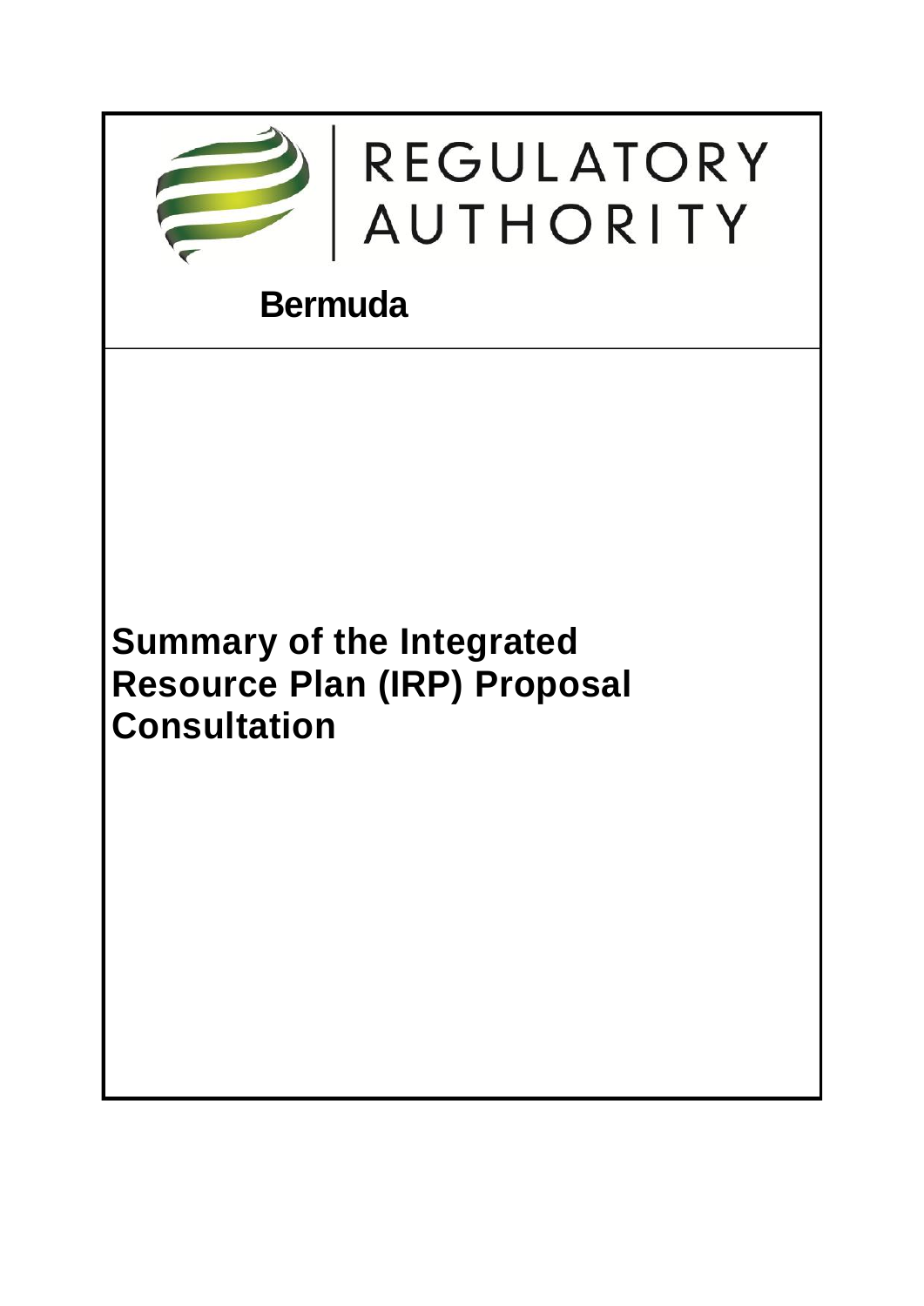REGULATORY AUTHORITY

**Bermuda**

# Summary of the Integrated Resource Plan (IRP) Proposal Consultation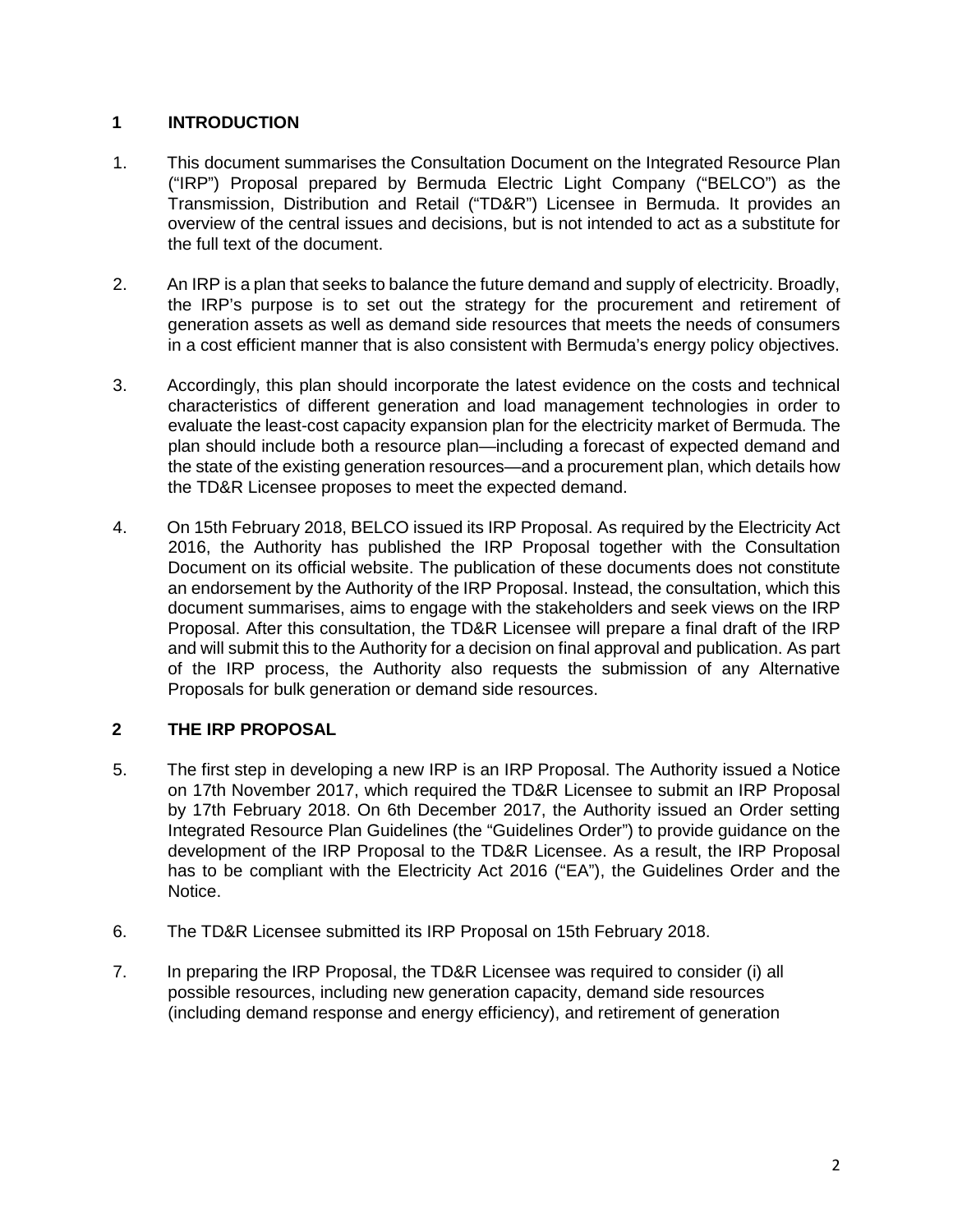## 1 INTRODUCTION

1. This document summarises the Consultation Document on the Integrated Resource Plan ("IRP") Proposal prepared by Bermuda Electric Light Company ("BELCO") as the Transmission, Distribution and Retail ("TD&R") Licensee in Bermuda. It provides an overview of the central issues and decisions, but is not intended to act as a substitute for the full text of the document.

2. An IRP is a plan that seeks to balance the future demand and supply of electricity. Broadly, the IRP's purpose is to set out the strategy for the procurement and retirement of generation assets as well as demand side resources that meets the needs of consumers in a cost efficient manner that is also consistent with Bermuda's energy policy objectives.

3. Accordingly, this plan should incorporate the latest evidence on the costs and technical characteristics of different generation and load management technologies in order to evaluate the least-cost capacity expansion plan for the electricity market of Bermuda. The plan should include both a resource plan—including a forecast of expected demand and the state of the existing generation resources—and a procurement plan, which details how the TD&R Licensee proposes to meet the expected demand.

4. On 15th February 2018, BELCO issued its IRP Proposal. As required by the Electricity Act 2016, the Authority has published the IRP Proposal together with the Consultation Document on its official website. The publication of these documents does not constitute an endorsement by the Authority of the IRP Proposal. Instead, the consultation, which this document summarises, aims to engage with the stakeholders and seek views on the IRP Proposal. After this consultation, the TD&R Licensee will prepare a final draft of the IRP and will submit this to the Authority for a decision on final approval and publication. As part of the IRP process, the Authority also requests the submission of any Alternative Proposals for bulk generation or demand side resources.

## 2 THE IRP PROPOSAL

5. The first step in developing a new IRP is an IRP Proposal. The Authority issued a Notice on 17th November 2017, which required the TD&R Licensee to submit an IRP Proposal by 17th February 2018. On 6th December 2017, the Authority issued an Order setting Integrated Resource Plan Guidelines (the "Guidelines Order") to provide guidance on the development of the IRP Proposal to the TD&R Licensee. As a result, the IRP Proposal has to be compliant with the Electricity Act 2016 ("EA"), the Guidelines Order and the Notice.

6. The TD&R Licensee submitted its IRP Proposal on 15th February 2018.

7. In preparing the IRP Proposal, the TD&R Licensee was required to consider (i) all possible resources, including new generation capacity, demand side resources (including demand response and energy efficiency), and retirement of generation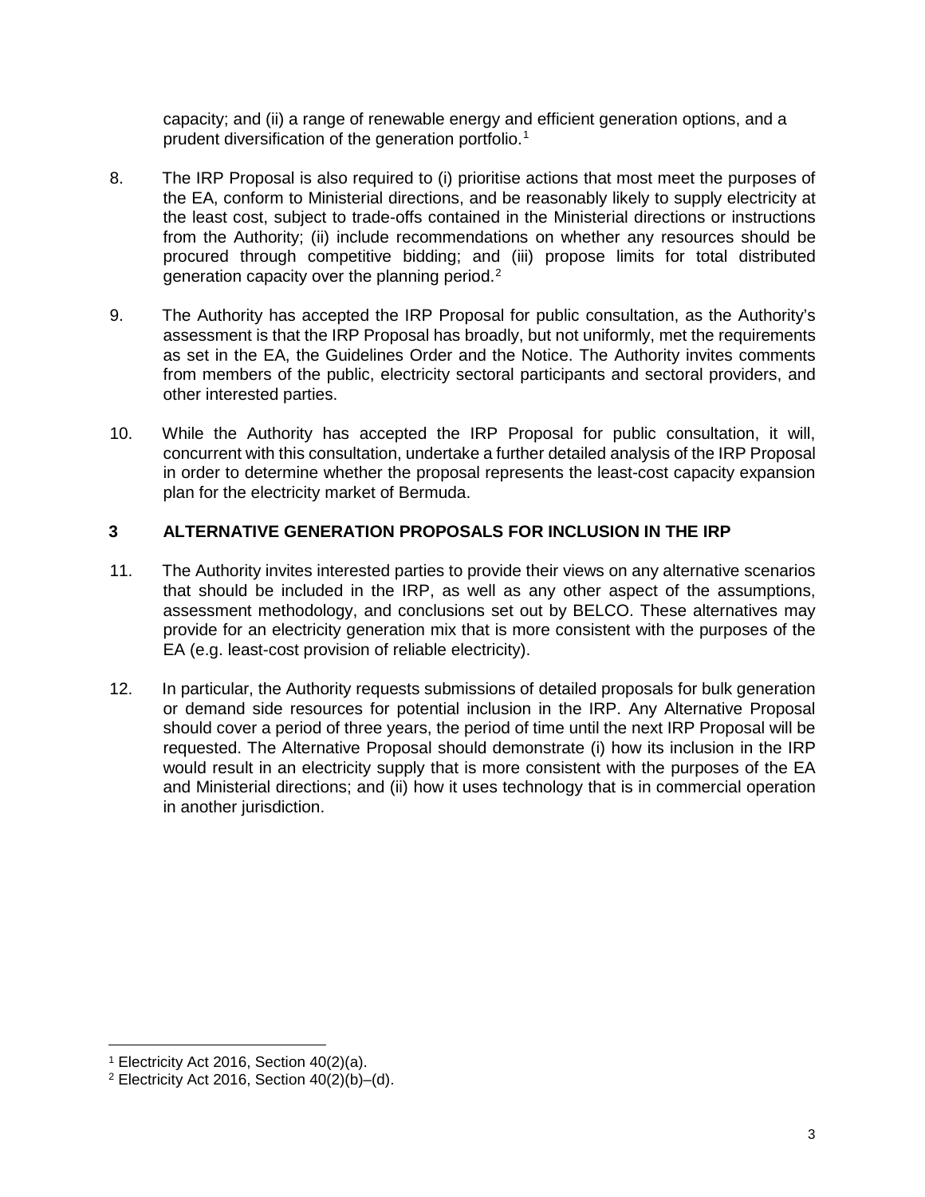capacity; and (ii) a range of renewable energy and efficient generation options, and a prudent diversification of the generation portfolio.[1]

8. The IRP Proposal is also required to (i) prioritise actions that most meet the purposes of the EA, conform to Ministerial directions, and be reasonably likely to supply electricity at the least cost, subject to trade-offs contained in the Ministerial directions or instructions from the Authority; (ii) include recommendations on whether any resources should be procured through competitive bidding; and (iii) propose limits for total distributed generation capacity over the planning period.[2]

9. The Authority has accepted the IRP Proposal for public consultation, as the Authority's assessment is that the IRP Proposal has broadly, but not uniformly, met the requirements as set in the EA, the Guidelines Order and the Notice. The Authority invites comments from members of the public, electricity sectoral participants and sectoral providers, and other interested parties.

10. While the Authority has accepted the IRP Proposal for public consultation, it will, concurrent with this consultation, undertake a further detailed analysis of the IRP Proposal in order to determine whether the proposal represents the least-cost capacity expansion plan for the electricity market of Bermuda.

## 3 ALTERNATIVE GENERATION PROPOSALS FOR INCLUSION IN THE IRP

11. The Authority invites interested parties to provide their views on any alternative scenarios that should be included in the IRP, as well as any other aspect of the assumptions, assessment methodology, and conclusions set out by BELCO. These alternatives may provide for an electricity generation mix that is more consistent with the purposes of the EA (e.g. least-cost provision of reliable electricity).

12. In particular, the Authority requests submissions of detailed proposals for bulk generation or demand side resources for potential inclusion in the IRP. Any Alternative Proposal should cover a period of three years, the period of time until the next IRP Proposal will be requested. The Alternative Proposal should demonstrate (i) how its inclusion in the IRP would result in an electricity supply that is more consistent with the purposes of the EA and Ministerial directions; and (ii) how it uses technology that is in commercial operation in another jurisdiction.

---

[1] Electricity Act 2016, Section 40(2)(a).

[2] Electricity Act 2016, Section 40(2)(b)–(d).